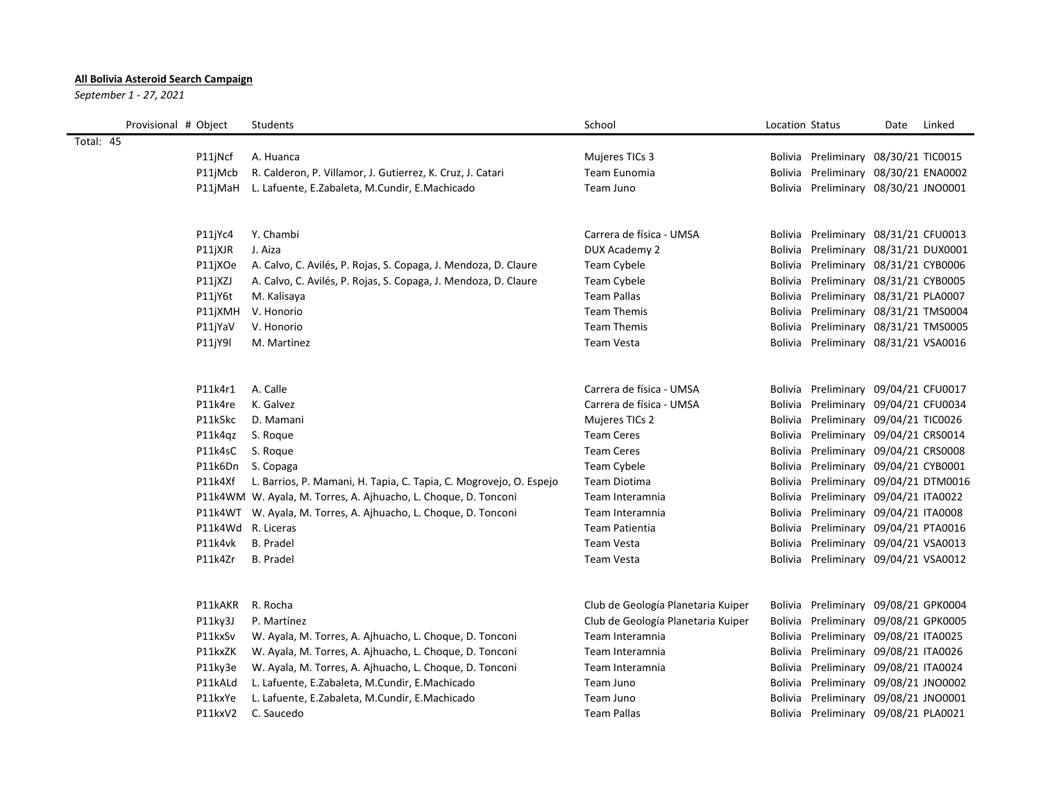**All Bolivia Asteroid Search Campaign**

*September 1 - 27, 2021*

| Provisional # | Object | Students | School | Location | Status | Date | Linked |
|---|---|---|---|---|---|---|---|
| Total: 45 | | | | | | | |
| | P11jNcf | A. Huanca | Mujeres TICs 3 | Bolivia | Preliminary | 08/30/21 | TIC0015 |
| | P11jMcb | R. Calderon, P. Villamor, J. Gutierrez, K. Cruz, J. Catari | Team Eunomia | Bolivia | Preliminary | 08/30/21 | ENA0002 |
| | P11jMaH | L. Lafuente, E.Zabaleta, M.Cundir, E.Machicado | Team Juno | Bolivia | Preliminary | 08/30/21 | JNO0001 |
| | | | | | | | |
| | P11jYc4 | Y. Chambi | Carrera de física - UMSA | Bolivia | Preliminary | 08/31/21 | CFU0013 |
| | P11jXJR | J. Aiza | DUX Academy 2 | Bolivia | Preliminary | 08/31/21 | DUX0001 |
| | P11jXOe | A. Calvo, C. Avilés, P. Rojas, S. Copaga, J. Mendoza, D. Claure | Team Cybele | Bolivia | Preliminary | 08/31/21 | CYB0006 |
| | P11jXZJ | A. Calvo, C. Avilés, P. Rojas, S. Copaga, J. Mendoza, D. Claure | Team Cybele | Bolivia | Preliminary | 08/31/21 | CYB0005 |
| | P11jY6t | M. Kalisaya | Team Pallas | Bolivia | Preliminary | 08/31/21 | PLA0007 |
| | P11jXMH | V. Honorio | Team Themis | Bolivia | Preliminary | 08/31/21 | TMS0004 |
| | P11jYaV | V. Honorio | Team Themis | Bolivia | Preliminary | 08/31/21 | TMS0005 |
| | P11jY9l | M. Martinez | Team Vesta | Bolivia | Preliminary | 08/31/21 | VSA0016 |
| | | | | | | | |
| | P11k4r1 | A. Calle | Carrera de física - UMSA | Bolivia | Preliminary | 09/04/21 | CFU0017 |
| | P11k4re | K. Galvez | Carrera de física - UMSA | Bolivia | Preliminary | 09/04/21 | CFU0034 |
| | P11k5kc | D. Mamani | Mujeres TICs 2 | Bolivia | Preliminary | 09/04/21 | TIC0026 |
| | P11k4qz | S. Roque | Team Ceres | Bolivia | Preliminary | 09/04/21 | CRS0014 |
| | P11k4sC | S. Roque | Team Ceres | Bolivia | Preliminary | 09/04/21 | CRS0008 |
| | P11k6Dn | S. Copaga | Team Cybele | Bolivia | Preliminary | 09/04/21 | CYB0001 |
| | P11k4Xf | L. Barrios, P. Mamani, H. Tapia, C. Tapia, C. Mogrovejo, O. Espejo | Team Diotima | Bolivia | Preliminary | 09/04/21 | DTM0016 |
| | P11k4WM | W. Ayala, M. Torres, A. Ajhuacho, L. Choque, D. Tonconi | Team Interamnia | Bolivia | Preliminary | 09/04/21 | ITA0022 |
| | P11k4WT | W. Ayala, M. Torres, A. Ajhuacho, L. Choque, D. Tonconi | Team Interamnia | Bolivia | Preliminary | 09/04/21 | ITA0008 |
| | P11k4Wd | R. Liceras | Team Patientia | Bolivia | Preliminary | 09/04/21 | PTA0016 |
| | P11k4vk | B. Pradel | Team Vesta | Bolivia | Preliminary | 09/04/21 | VSA0013 |
| | P11k4Zr | B. Pradel | Team Vesta | Bolivia | Preliminary | 09/04/21 | VSA0012 |
| | | | | | | | |
| | P11kAKR | R. Rocha | Club de Geología Planetaria Kuiper | Bolivia | Preliminary | 09/08/21 | GPK0004 |
| | P11ky3J | P. Martínez | Club de Geología Planetaria Kuiper | Bolivia | Preliminary | 09/08/21 | GPK0005 |
| | P11kxSv | W. Ayala, M. Torres, A. Ajhuacho, L. Choque, D. Tonconi | Team Interamnia | Bolivia | Preliminary | 09/08/21 | ITA0025 |
| | P11kxZK | W. Ayala, M. Torres, A. Ajhuacho, L. Choque, D. Tonconi | Team Interamnia | Bolivia | Preliminary | 09/08/21 | ITA0026 |
| | P11ky3e | W. Ayala, M. Torres, A. Ajhuacho, L. Choque, D. Tonconi | Team Interamnia | Bolivia | Preliminary | 09/08/21 | ITA0024 |
| | P11kALd | L. Lafuente, E.Zabaleta, M.Cundir, E.Machicado | Team Juno | Bolivia | Preliminary | 09/08/21 | JNO0002 |
| | P11kxYe | L. Lafuente, E.Zabaleta, M.Cundir, E.Machicado | Team Juno | Bolivia | Preliminary | 09/08/21 | JNO0001 |
| | P11kxV2 | C. Saucedo | Team Pallas | Bolivia | Preliminary | 09/08/21 | PLA0021 |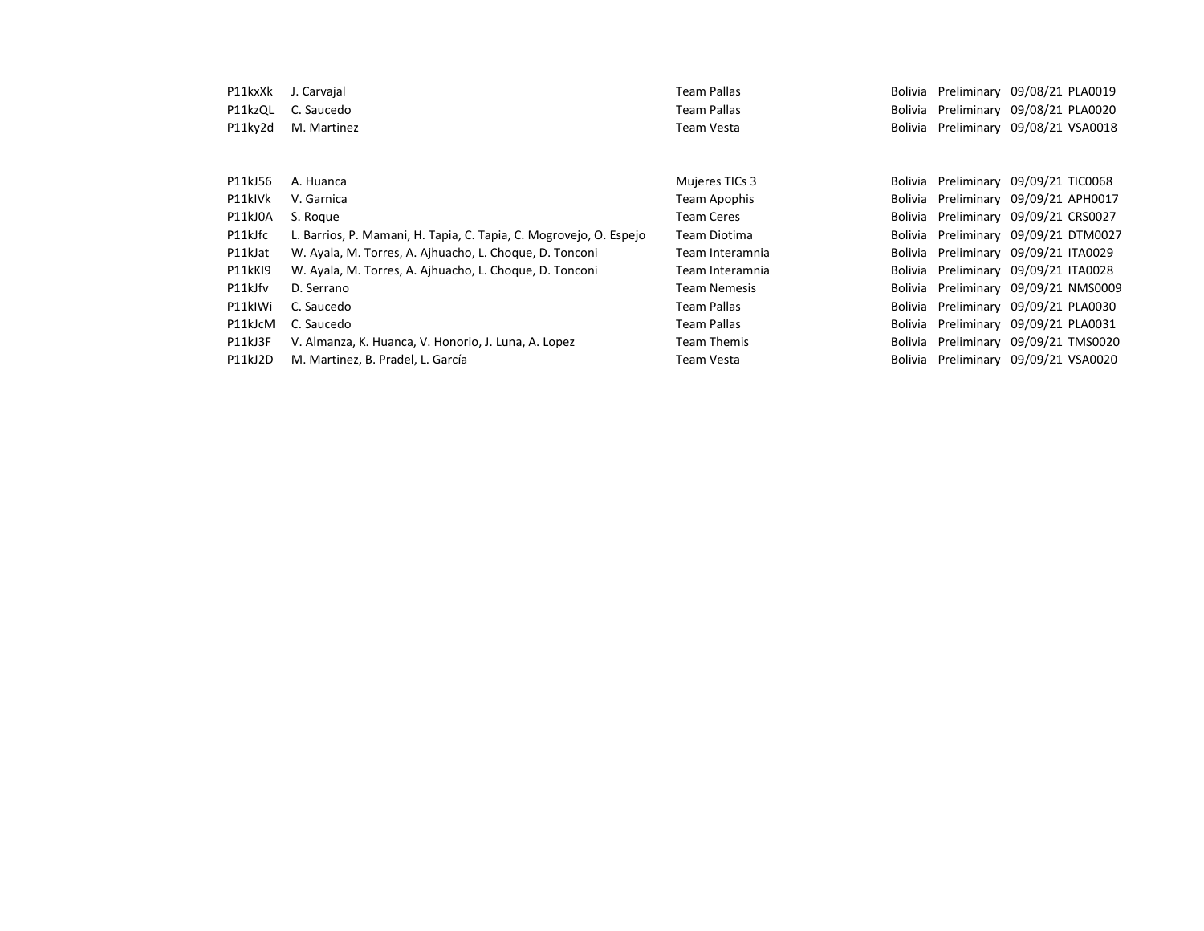| | | | | | | |
|---|---|---|---|---|---|---|
| P11kxXk | J. Carvajal | Team Pallas | Bolivia | Preliminary | 09/08/21 | PLA0019 |
| P11kzQL | C. Saucedo | Team Pallas | Bolivia | Preliminary | 09/08/21 | PLA0020 |
| P11ky2d | M. Martinez | Team Vesta | Bolivia | Preliminary | 09/08/21 | VSA0018 |
| | | | | | | |
| P11kJ56 | A. Huanca | Mujeres TICs 3 | Bolivia | Preliminary | 09/09/21 | TIC0068 |
| P11kIVk | V. Garnica | Team Apophis | Bolivia | Preliminary | 09/09/21 | APH0017 |
| P11kJ0A | S. Roque | Team Ceres | Bolivia | Preliminary | 09/09/21 | CRS0027 |
| P11kJfc | L. Barrios, P. Mamani, H. Tapia, C. Tapia, C. Mogrovejo, O. Espejo | Team Diotima | Bolivia | Preliminary | 09/09/21 | DTM0027 |
| P11kJat | W. Ayala, M. Torres, A. Ajhuacho, L. Choque, D. Tonconi | Team Interamnia | Bolivia | Preliminary | 09/09/21 | ITA0029 |
| P11kKI9 | W. Ayala, M. Torres, A. Ajhuacho, L. Choque, D. Tonconi | Team Interamnia | Bolivia | Preliminary | 09/09/21 | ITA0028 |
| P11kJfv | D. Serrano | Team Nemesis | Bolivia | Preliminary | 09/09/21 | NMS0009 |
| P11kIWi | C. Saucedo | Team Pallas | Bolivia | Preliminary | 09/09/21 | PLA0030 |
| P11kJcM | C. Saucedo | Team Pallas | Bolivia | Preliminary | 09/09/21 | PLA0031 |
| P11kJ3F | V. Almanza, K. Huanca, V. Honorio, J. Luna, A. Lopez | Team Themis | Bolivia | Preliminary | 09/09/21 | TMS0020 |
| P11kJ2D | M. Martinez, B. Pradel, L. García | Team Vesta | Bolivia | Preliminary | 09/09/21 | VSA0020 |